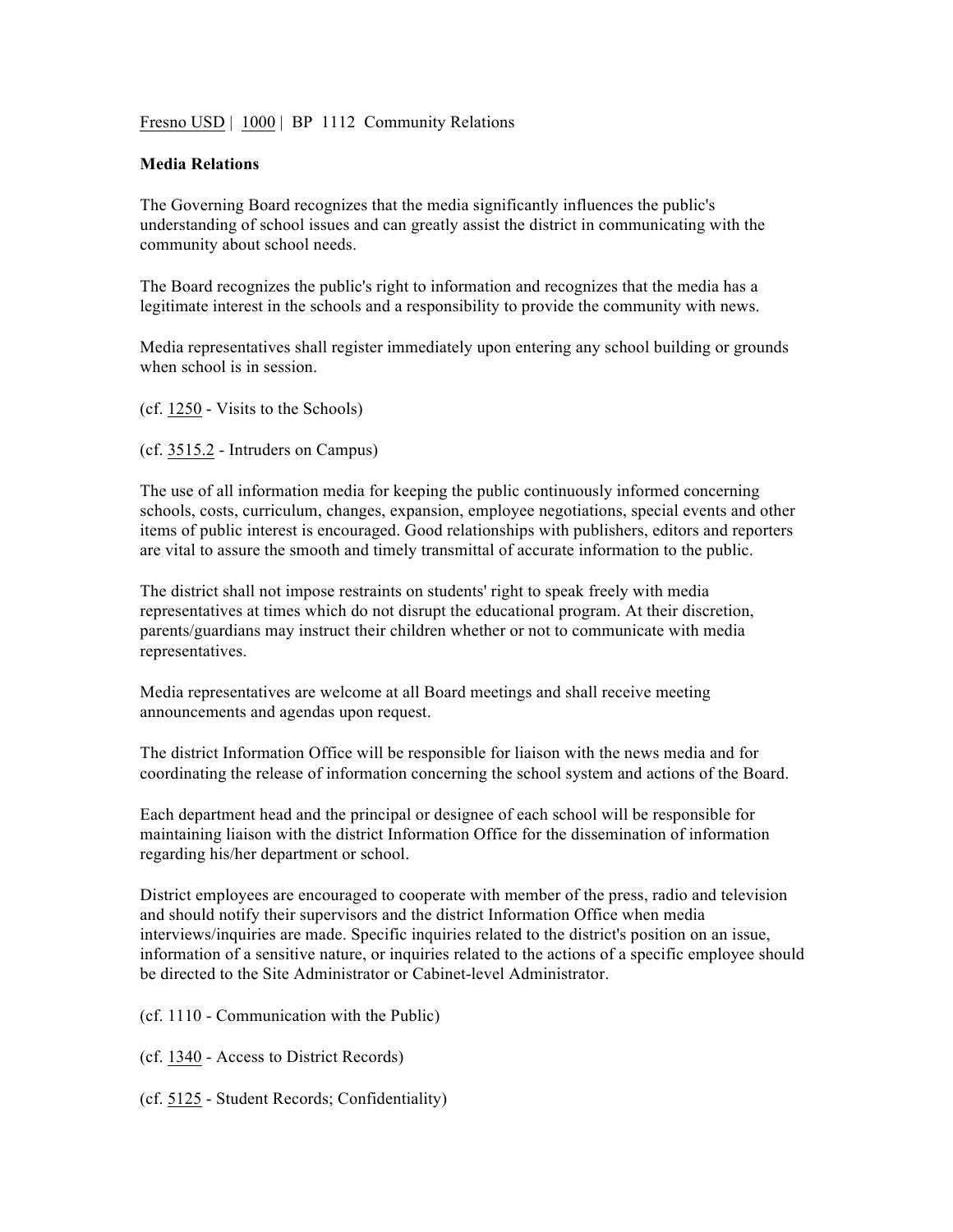Fresno USD | 1000 | BP 1112 Community Relations

**Media Relations**

The Governing Board recognizes that the media significantly influences the public's understanding of school issues and can greatly assist the district in communicating with the community about school needs.

The Board recognizes the public's right to information and recognizes that the media has a legitimate interest in the schools and a responsibility to provide the community with news.

Media representatives shall register immediately upon entering any school building or grounds when school is in session.

(cf. 1250 - Visits to the Schools)

(cf. 3515.2 - Intruders on Campus)

The use of all information media for keeping the public continuously informed concerning schools, costs, curriculum, changes, expansion, employee negotiations, special events and other items of public interest is encouraged. Good relationships with publishers, editors and reporters are vital to assure the smooth and timely transmittal of accurate information to the public.

The district shall not impose restraints on students' right to speak freely with media representatives at times which do not disrupt the educational program. At their discretion, parents/guardians may instruct their children whether or not to communicate with media representatives.

Media representatives are welcome at all Board meetings and shall receive meeting announcements and agendas upon request.

The district Information Office will be responsible for liaison with the news media and for coordinating the release of information concerning the school system and actions of the Board.

Each department head and the principal or designee of each school will be responsible for maintaining liaison with the district Information Office for the dissemination of information regarding his/her department or school.

District employees are encouraged to cooperate with member of the press, radio and television and should notify their supervisors and the district Information Office when media interviews/inquiries are made. Specific inquiries related to the district's position on an issue, information of a sensitive nature, or inquiries related to the actions of a specific employee should be directed to the Site Administrator or Cabinet-level Administrator.

(cf. 1110 - Communication with the Public)

(cf. 1340 - Access to District Records)

(cf. 5125 - Student Records; Confidentiality)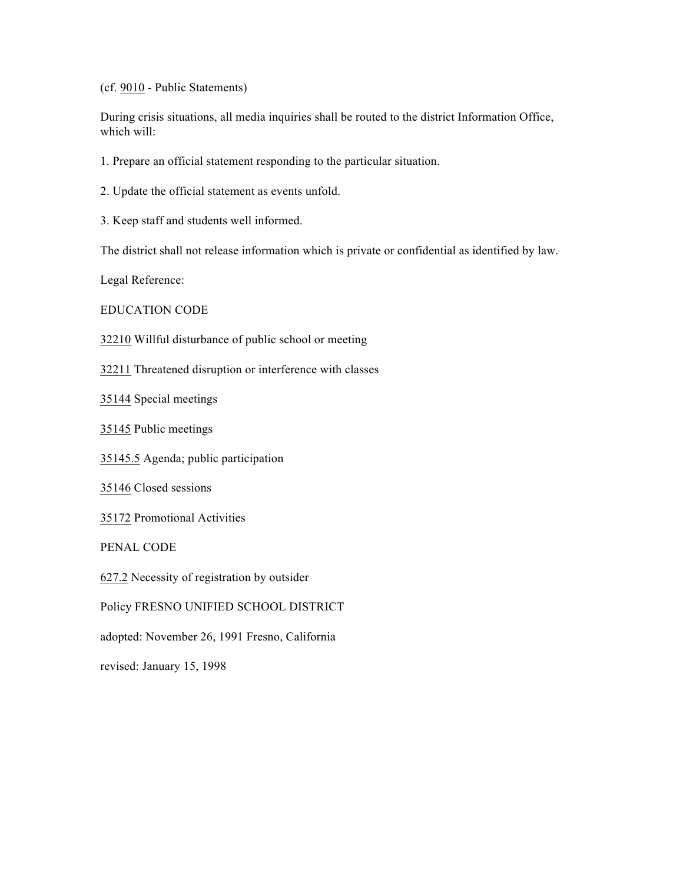(cf. 9010 - Public Statements)

During crisis situations, all media inquiries shall be routed to the district Information Office, which will:

1. Prepare an official statement responding to the particular situation.

2. Update the official statement as events unfold.

3. Keep staff and students well informed.

The district shall not release information which is private or confidential as identified by law.

Legal Reference:

EDUCATION CODE

32210 Willful disturbance of public school or meeting

32211 Threatened disruption or interference with classes

35144 Special meetings

35145 Public meetings

35145.5 Agenda; public participation

35146 Closed sessions

35172 Promotional Activities

PENAL CODE

627.2 Necessity of registration by outsider

Policy FRESNO UNIFIED SCHOOL DISTRICT

adopted: November 26, 1991 Fresno, California

revised: January 15, 1998